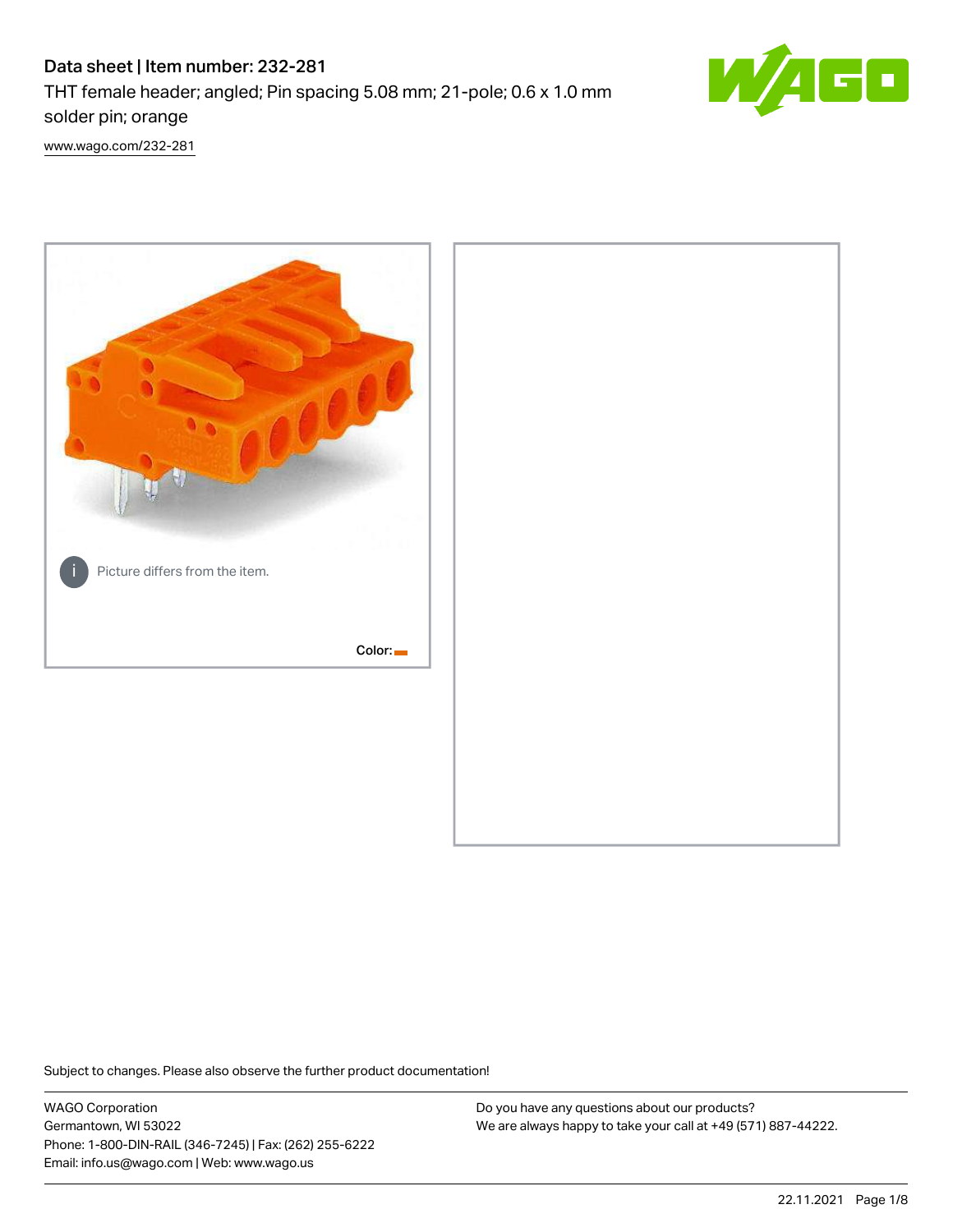# Data sheet | Item number: 232-281

THT female header; angled; Pin spacing 5.08 mm; 21-pole; 0.6 x 1.0 mm solder pin; orange

www.wago.com/232-281

Picture differs from the item.

Color:

Subject to changes. Please also observe the further product documentation!

WAGO Corporation
Germantown, WI 53022
Phone: 1-800-DIN-RAIL (346-7245) | Fax: (262) 255-6222
Email: info.us@wago.com | Web: www.wago.us

Do you have any questions about our products?
We are always happy to take your call at +49 (571) 887-44222.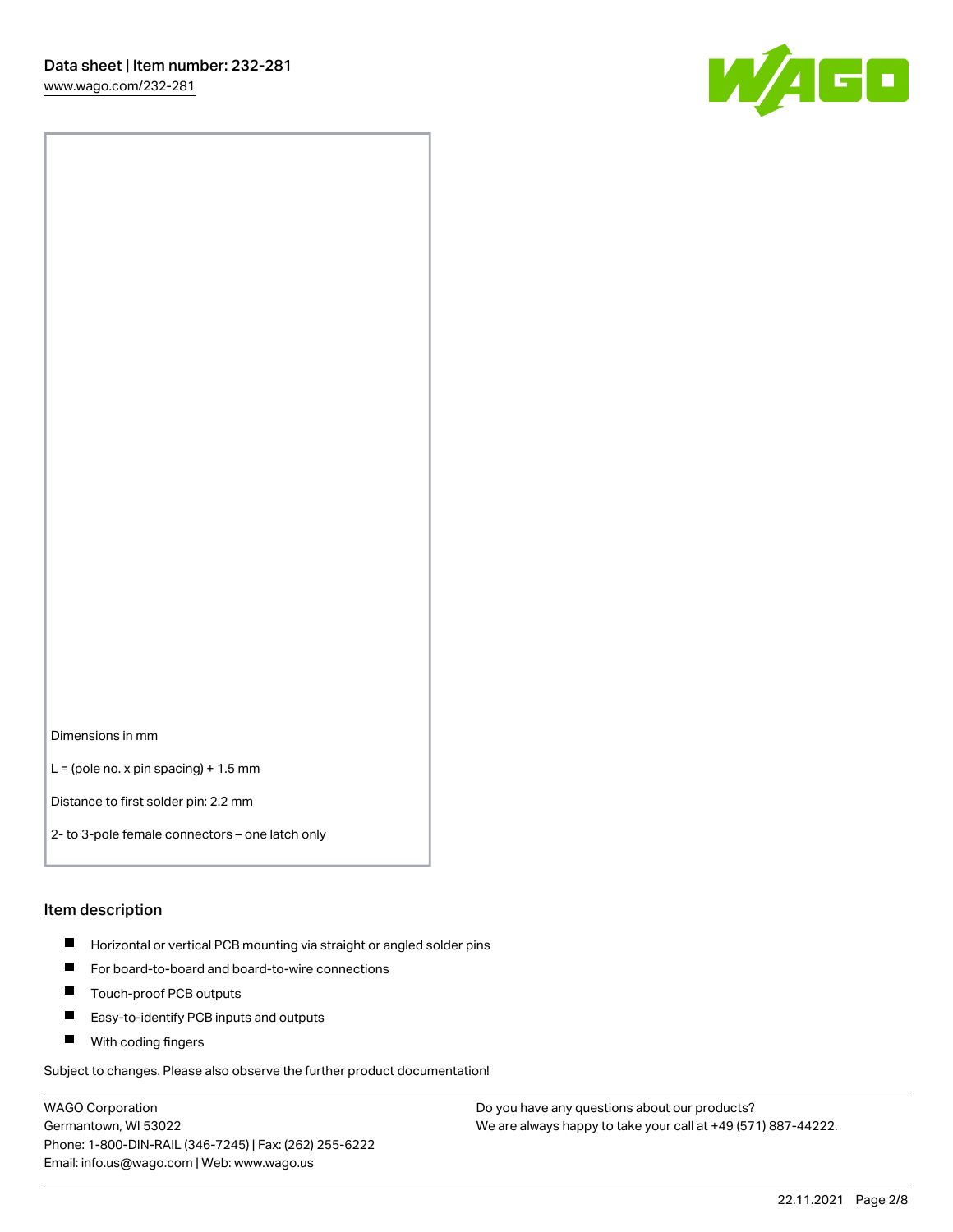Dimensions in mm

L = (pole no. x pin spacing) + 1.5 mm

Distance to first solder pin: 2.2 mm

2- to 3-pole female connectors – one latch only

## Item description

- Horizontal or vertical PCB mounting via straight or angled solder pins
- For board-to-board and board-to-wire connections
- Touch-proof PCB outputs
- Easy-to-identify PCB inputs and outputs
- With coding fingers

Subject to changes. Please also observe the further product documentation!

WAGO Corporation
Germantown, WI 53022
Phone: 1-800-DIN-RAIL (346-7245) | Fax: (262) 255-6222
Email: info.us@wago.com | Web: www.wago.us

Do you have any questions about our products?
We are always happy to take your call at +49 (571) 887-44222.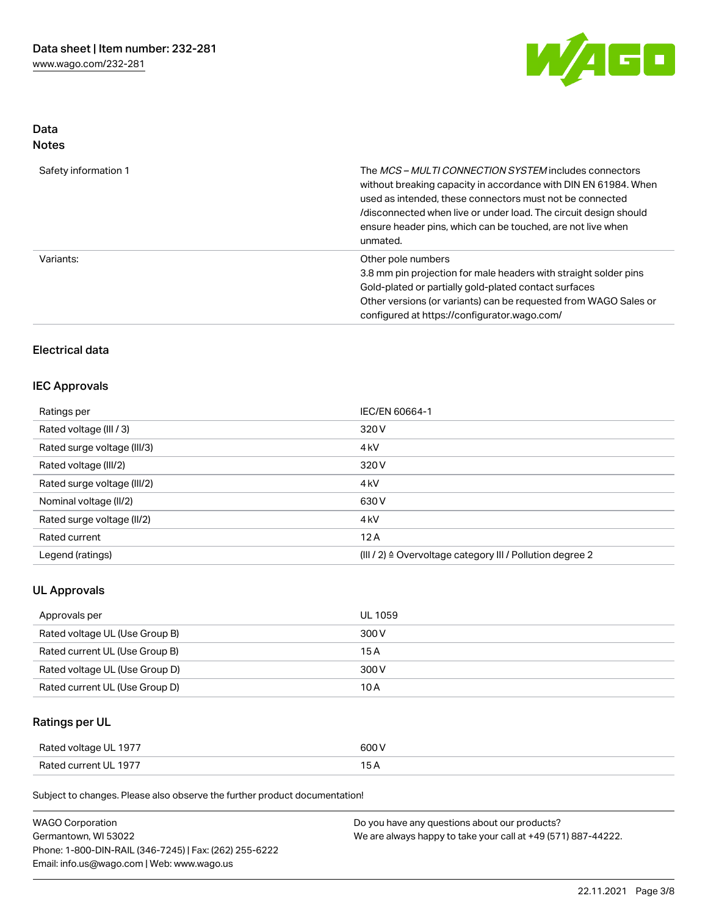## Data
### Notes

| | |
|---|---|
| Safety information 1 | The *MCS – MULTI CONNECTION SYSTEM* includes connectors without breaking capacity in accordance with DIN EN 61984. When used as intended, these connectors must not be connected /disconnected when live or under load. The circuit design should ensure header pins, which can be touched, are not live when unmated. |
| Variants: | Other pole numbers<br>3.8 mm pin projection for male headers with straight solder pins<br>Gold-plated or partially gold-plated contact surfaces<br>Other versions (or variants) can be requested from WAGO Sales or configured at https://configurator.wago.com/ |

## Electrical data

### IEC Approvals

| | |
|---|---|
| Ratings per | IEC/EN 60664-1 |
| Rated voltage (III / 3) | 320 V |
| Rated surge voltage (III/3) | 4 kV |
| Rated voltage (III/2) | 320 V |
| Rated surge voltage (III/2) | 4 kV |
| Nominal voltage (II/2) | 630 V |
| Rated surge voltage (II/2) | 4 kV |
| Rated current | 12 A |
| Legend (ratings) | (III / 2) ≙ Overvoltage category III / Pollution degree 2 |

### UL Approvals

| | |
|---|---|
| Approvals per | UL 1059 |
| Rated voltage UL (Use Group B) | 300 V |
| Rated current UL (Use Group B) | 15 A |
| Rated voltage UL (Use Group D) | 300 V |
| Rated current UL (Use Group D) | 10 A |

### Ratings per UL

| | |
|---|---|
| Rated voltage UL 1977 | 600 V |
| Rated current UL 1977 | 15 A |

Subject to changes. Please also observe the further product documentation!

WAGO Corporation
Germantown, WI 53022
Phone: 1-800-DIN-RAIL (346-7245) | Fax: (262) 255-6222
Email: info.us@wago.com | Web: www.wago.us

Do you have any questions about our products?
We are always happy to take your call at +49 (571) 887-44222.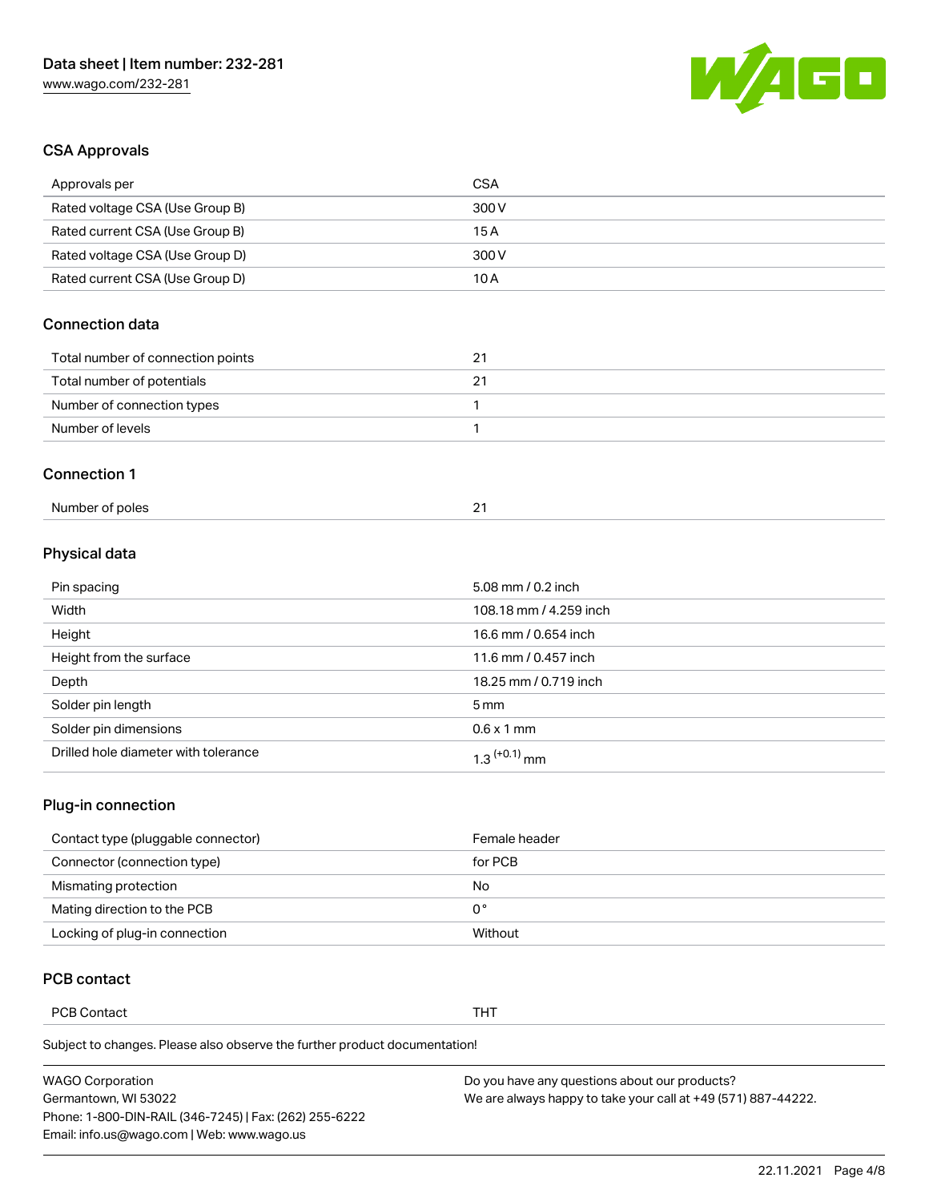## CSA Approvals

| Approvals per | CSA |
| --- | --- |
| Rated voltage CSA (Use Group B) | 300 V |
| Rated current CSA (Use Group B) | 15 A |
| Rated voltage CSA (Use Group D) | 300 V |
| Rated current CSA (Use Group D) | 10 A |

## Connection data

| Total number of connection points | 21 |
| --- | --- |
| Total number of potentials | 21 |
| Number of connection types | 1 |
| Number of levels | 1 |

## Connection 1

| Number of poles | 21 |
| --- | --- |

## Physical data

| Pin spacing | 5.08 mm / 0.2 inch |
| --- | --- |
| Width | 108.18 mm / 4.259 inch |
| Height | 16.6 mm / 0.654 inch |
| Height from the surface | 11.6 mm / 0.457 inch |
| Depth | 18.25 mm / 0.719 inch |
| Solder pin length | 5 mm |
| Solder pin dimensions | 0.6 x 1 mm |
| Drilled hole diameter with tolerance | $1.3^{(+0.1)}$ mm |

## Plug-in connection

| Contact type (pluggable connector) | Female header |
| --- | --- |
| Connector (connection type) | for PCB |
| Mismating protection | No |
| Mating direction to the PCB | 0 ° |
| Locking of plug-in connection | Without |

## PCB contact

| PCB Contact | THT |
| --- | --- |

Subject to changes. Please also observe the further product documentation!

WAGO Corporation
Germantown, WI 53022
Phone: 1-800-DIN-RAIL (346-7245) | Fax: (262) 255-6222
Email: info.us@wago.com | Web: www.wago.us

Do you have any questions about our products?
We are always happy to take your call at +49 (571) 887-44222.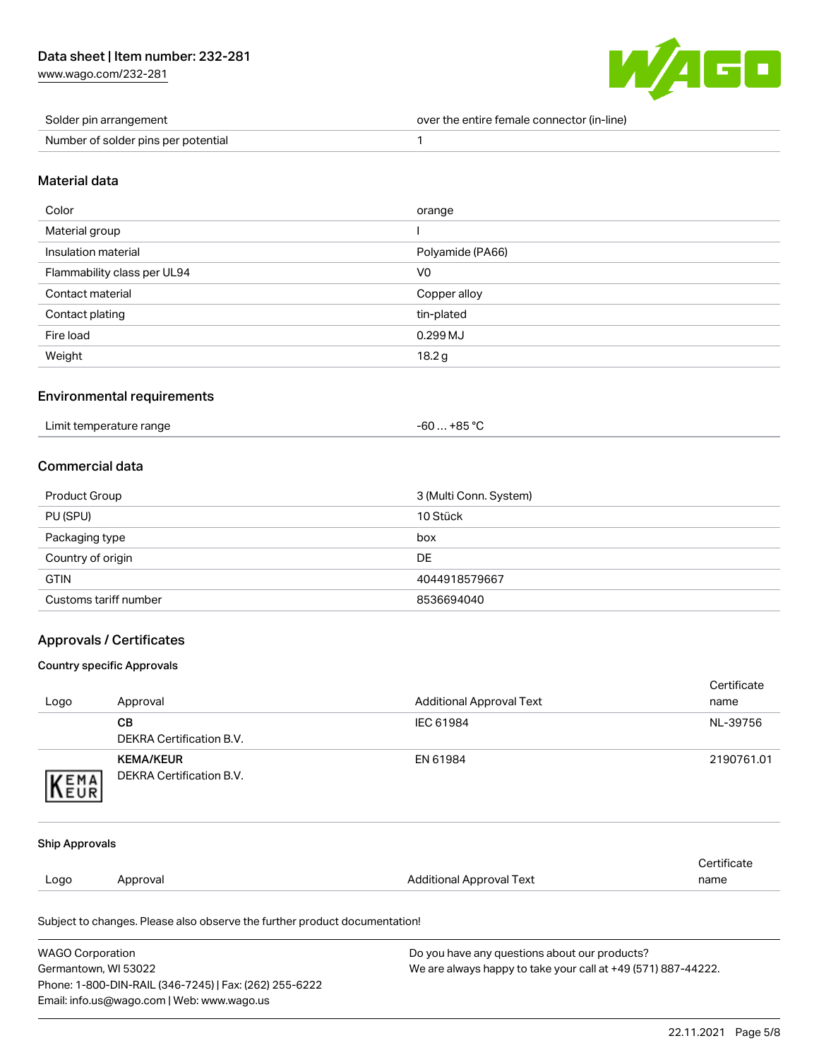| | |
|---|---|
| Solder pin arrangement | over the entire female connector (in-line) |
| Number of solder pins per potential | 1 |

## Material data

| | |
|---|---|
| Color | orange |
| Material group | I |
| Insulation material | Polyamide (PA66) |
| Flammability class per UL94 | V0 |
| Contact material | Copper alloy |
| Contact plating | tin-plated |
| Fire load | 0.299 MJ |
| Weight | 18.2 g |

## Environmental requirements

| | |
|---|---|
| Limit temperature range | -60 … +85 °C |

## Commercial data

| | |
|---|---|
| Product Group | 3 (Multi Conn. System) |
| PU (SPU) | 10 Stück |
| Packaging type | box |
| Country of origin | DE |
| GTIN | 4044918579667 |
| Customs tariff number | 8536694040 |

## Approvals / Certificates

### Country specific Approvals

| Logo | Approval | Additional Approval Text | Certificate name |
|---|---|---|---|
| | **CB** DEKRA Certification B.V. | IEC 61984 | NL-39756 |
| | **KEMA/KEUR** DEKRA Certification B.V. | EN 61984 | 2190761.01 |

### Ship Approvals

| Logo | Approval | Additional Approval Text | Certificate name |
|---|---|---|---|

Subject to changes. Please also observe the further product documentation!

WAGO Corporation
Germantown, WI 53022
Phone: 1-800-DIN-RAIL (346-7245) | Fax: (262) 255-6222
Email: info.us@wago.com | Web: www.wago.us

Do you have any questions about our products?
We are always happy to take your call at +49 (571) 887-44222.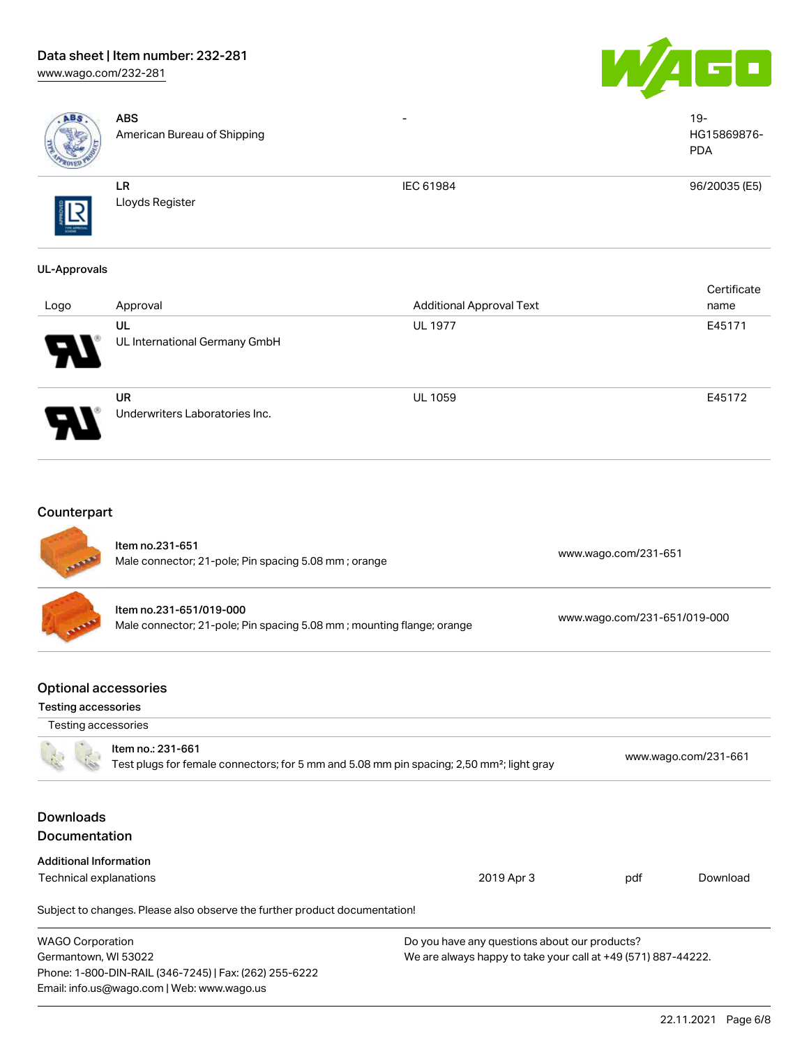| | | | |
|---|---|---|---|
| | **ABS**<br>American Bureau of Shipping | - | 19-HG15869876-PDA |
| | **LR**<br>Lloyds Register | IEC 61984 | 96/20035 (E5) |

**UL-Approvals**

| Logo | Approval | Additional Approval Text | Certificate name |
|---|---|---|---|
| | **UL**<br>UL International Germany GmbH | UL 1977 | E45171 |
| | **UR**<br>Underwriters Laboratories Inc. | UL 1059 | E45172 |

## Counterpart

| | | |
|---|---|---|
| | Item no.231-651<br>Male connector; 21-pole; Pin spacing 5.08 mm ; orange | www.wago.com/231-651 |
| | Item no.231-651/019-000<br>Male connector; 21-pole; Pin spacing 5.08 mm ; mounting flange; orange | www.wago.com/231-651/019-000 |

## Optional accessories

**Testing accessories**

| Testing accessories | | |
|---|---|---|
| | Item no.: 231-661<br>Test plugs for female connectors; for 5 mm and 5.08 mm pin spacing; 2,50 mm²; light gray | www.wago.com/231-661 |

## Downloads

## Documentation

**Additional Information**

| | | | |
|---|---|---|---|
| Technical explanations | 2019 Apr 3 | pdf | Download |

Subject to changes. Please also observe the further product documentation!

WAGO Corporation
Germantown, WI 53022
Phone: 1-800-DIN-RAIL (346-7245) | Fax: (262) 255-6222
Email: info.us@wago.com | Web: www.wago.us

Do you have any questions about our products?
We are always happy to take your call at +49 (571) 887-44222.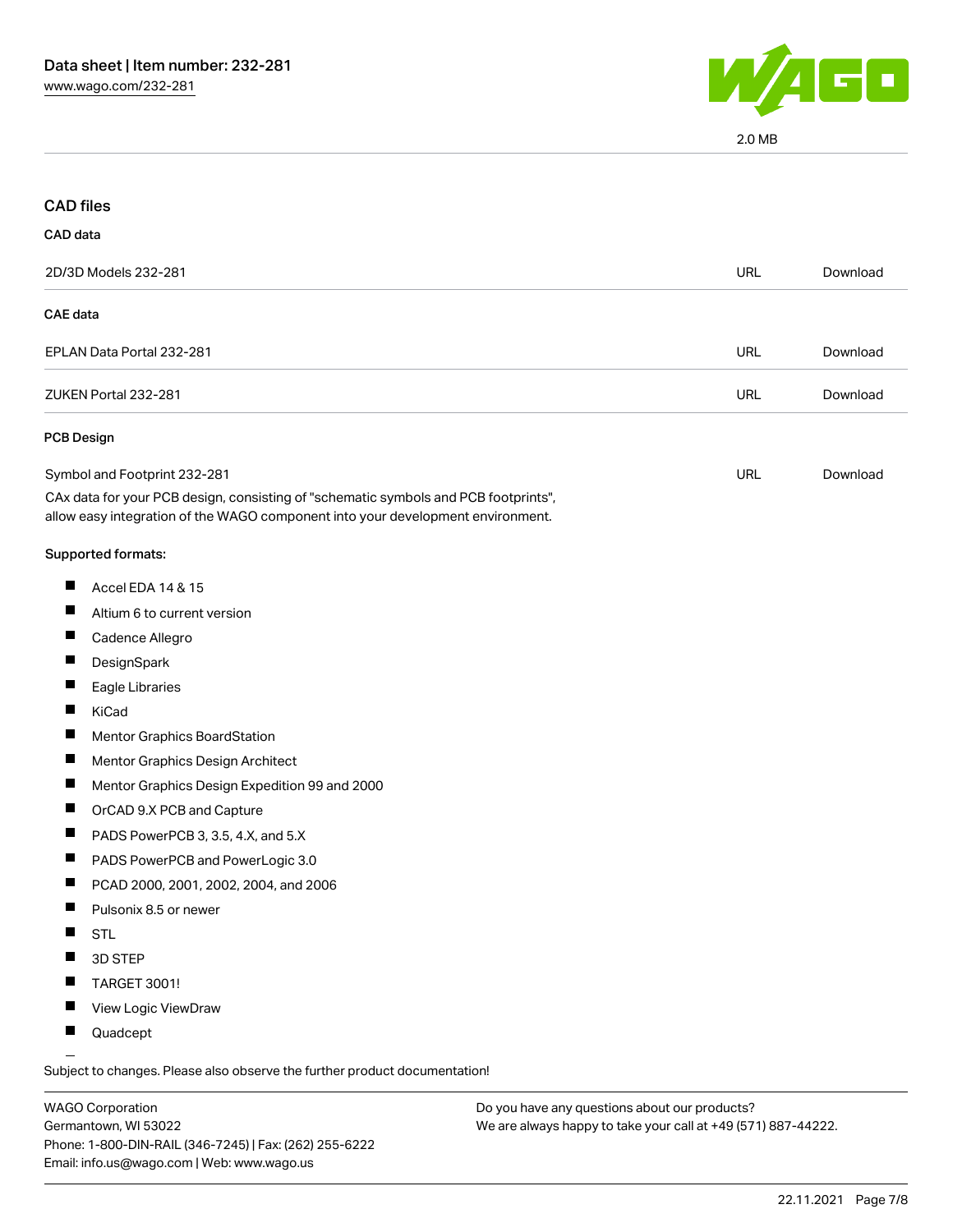2.0 MB

## CAD files

### CAD data

| 2D/3D Models 232-281 | URL | Download |
| --- | --- | --- |

### CAE data

| EPLAN Data Portal 232-281 | URL | Download |
| --- | --- | --- |
| ZUKEN Portal 232-281 | URL | Download |

### PCB Design

| Symbol and Footprint 232-281 | URL | Download |
| --- | --- | --- |

CAx data for your PCB design, consisting of "schematic symbols and PCB footprints", allow easy integration of the WAGO component into your development environment.

Supported formats:

- Accel EDA 14 & 15
- Altium 6 to current version
- Cadence Allegro
- DesignSpark
- Eagle Libraries
- KiCad
- Mentor Graphics BoardStation
- Mentor Graphics Design Architect
- Mentor Graphics Design Expedition 99 and 2000
- OrCAD 9.X PCB and Capture
- PADS PowerPCB 3, 3.5, 4.X, and 5.X
- PADS PowerPCB and PowerLogic 3.0
- PCAD 2000, 2001, 2002, 2004, and 2006
- Pulsonix 8.5 or newer
- STL
- 3D STEP
- TARGET 3001!
- View Logic ViewDraw
- Quadcept

Subject to changes. Please also observe the further product documentation!

WAGO Corporation
Germantown, WI 53022
Phone: 1-800-DIN-RAIL (346-7245) | Fax: (262) 255-6222
Email: info.us@wago.com | Web: www.wago.us

Do you have any questions about our products?
We are always happy to take your call at +49 (571) 887-44222.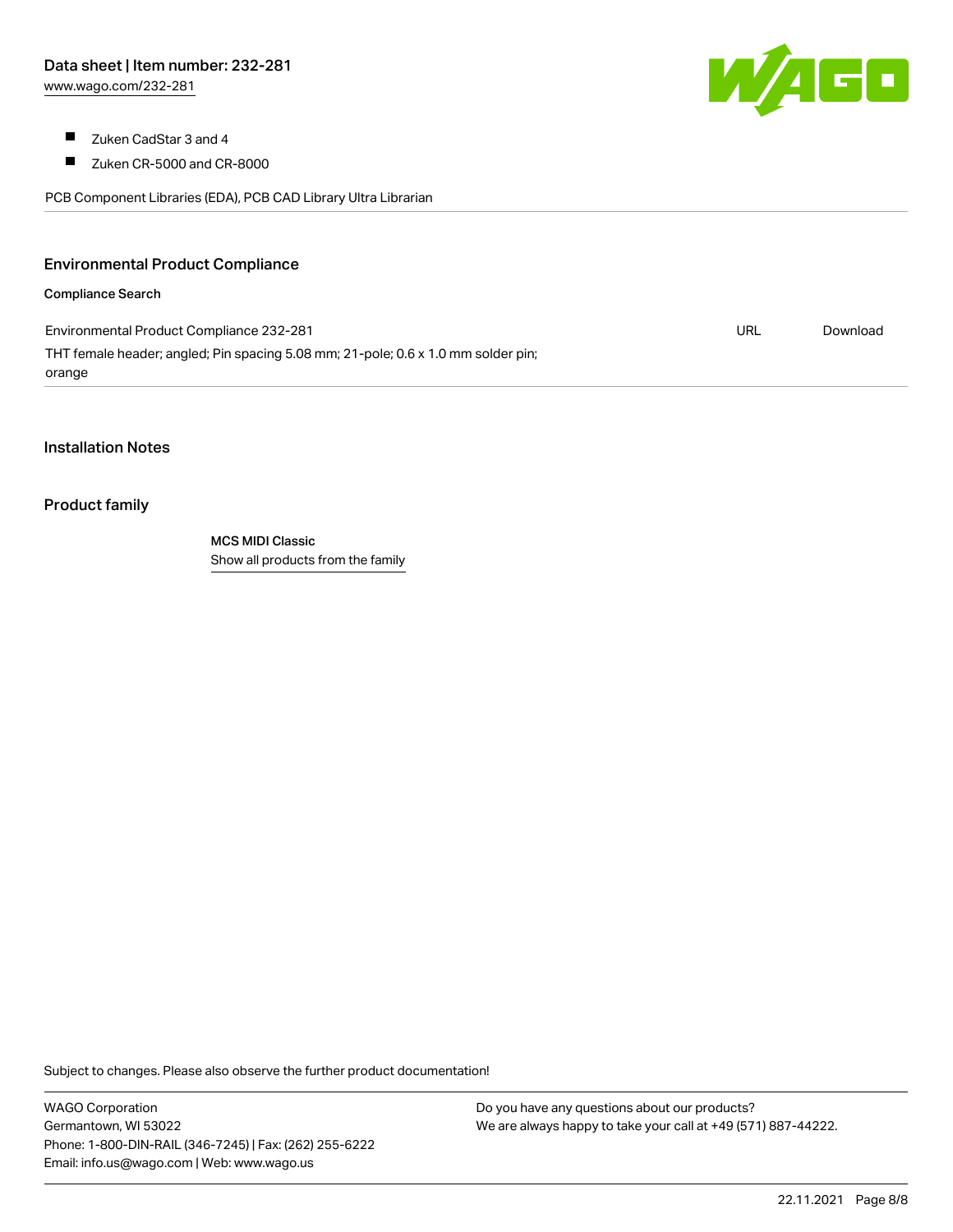- Zuken CadStar 3 and 4
- Zuken CR-5000 and CR-8000

PCB Component Libraries (EDA), PCB CAD Library Ultra Librarian

## Environmental Product Compliance

### Compliance Search

| | | |
|---|---|---|
| Environmental Product Compliance 232-281<br>THT female header; angled; Pin spacing 5.08 mm; 21-pole; 0.6 x 1.0 mm solder pin; orange | URL | Download |

## Installation Notes

## Product family

**MCS MIDI Classic**
Show all products from the family

Subject to changes. Please also observe the further product documentation!

WAGO Corporation
Germantown, WI 53022
Phone: 1-800-DIN-RAIL (346-7245) | Fax: (262) 255-6222
Email: info.us@wago.com | Web: www.wago.us

Do you have any questions about our products?
We are always happy to take your call at +49 (571) 887-44222.